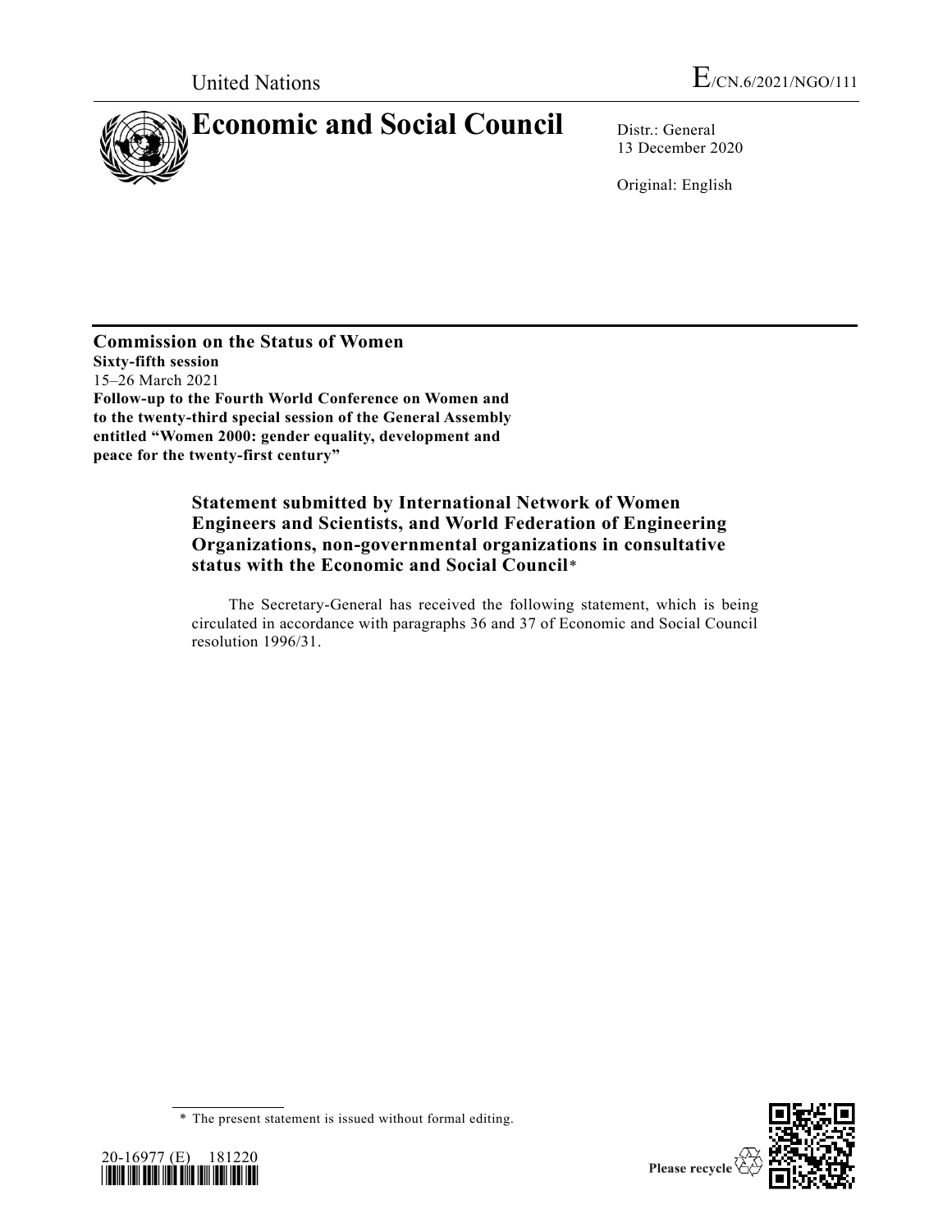United Nations

E/CN.6/2021/NGO/111

# Economic and Social Council

Distr.: General
13 December 2020

Original: English

**Commission on the Status of Women**
**Sixty-fifth session**
15–26 March 2021
**Follow-up to the Fourth World Conference on Women and to the twenty-third special session of the General Assembly entitled "Women 2000: gender equality, development and peace for the twenty-first century"**

## Statement submitted by International Network of Women Engineers and Scientists, and World Federation of Engineering Organizations, non-governmental organizations in consultative status with the Economic and Social Council*

The Secretary-General has received the following statement, which is being circulated in accordance with paragraphs 36 and 37 of Economic and Social Council resolution 1996/31.

* The present statement is issued without formal editing.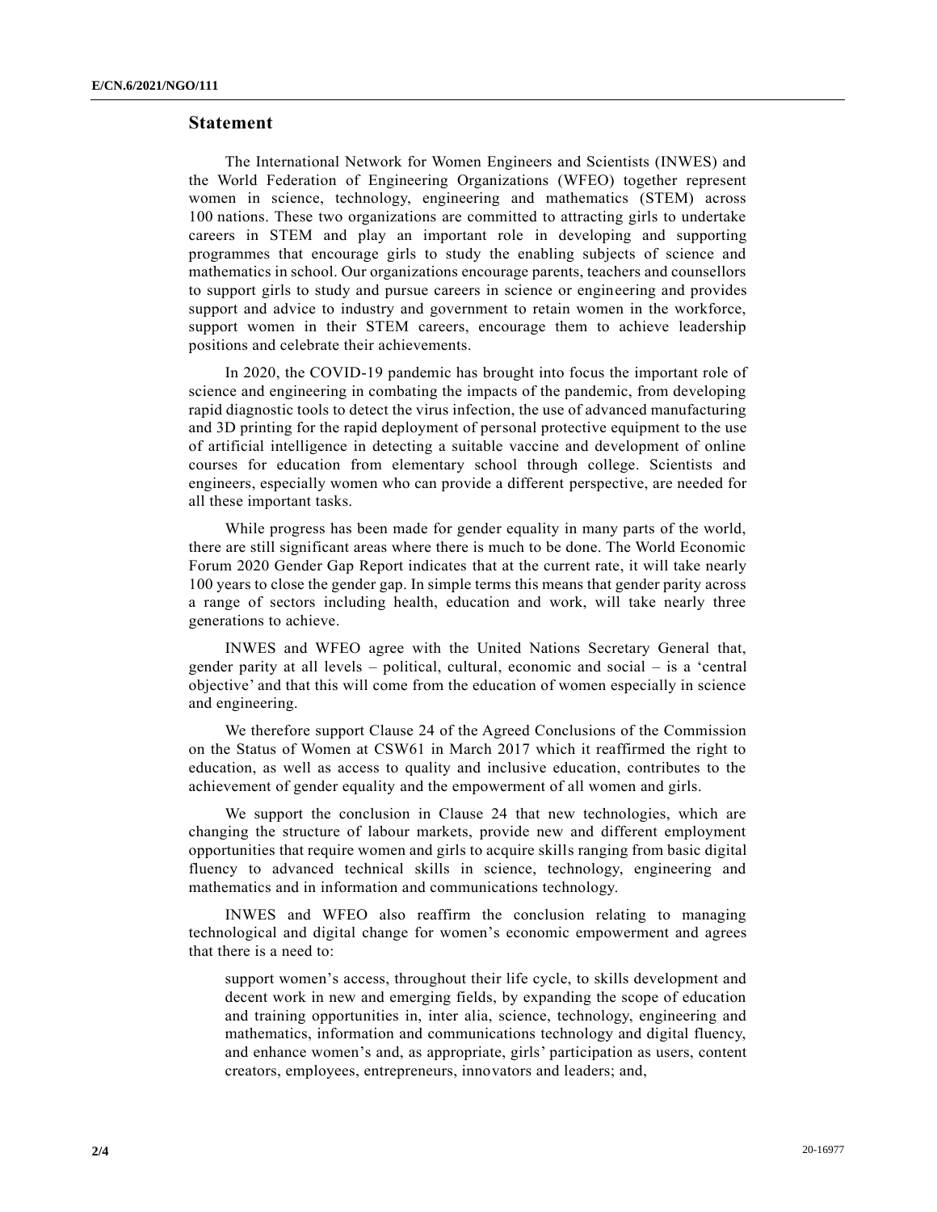## Statement

The International Network for Women Engineers and Scientists (INWES) and the World Federation of Engineering Organizations (WFEO) together represent women in science, technology, engineering and mathematics (STEM) across 100 nations. These two organizations are committed to attracting girls to undertake careers in STEM and play an important role in developing and supporting programmes that encourage girls to study the enabling subjects of science and mathematics in school. Our organizations encourage parents, teachers and counsellors to support girls to study and pursue careers in science or engineering and provides support and advice to industry and government to retain women in the workforce, support women in their STEM careers, encourage them to achieve leadership positions and celebrate their achievements.

In 2020, the COVID-19 pandemic has brought into focus the important role of science and engineering in combating the impacts of the pandemic, from developing rapid diagnostic tools to detect the virus infection, the use of advanced manufacturing and 3D printing for the rapid deployment of personal protective equipment to the use of artificial intelligence in detecting a suitable vaccine and development of online courses for education from elementary school through college. Scientists and engineers, especially women who can provide a different perspective, are needed for all these important tasks.

While progress has been made for gender equality in many parts of the world, there are still significant areas where there is much to be done. The World Economic Forum 2020 Gender Gap Report indicates that at the current rate, it will take nearly 100 years to close the gender gap. In simple terms this means that gender parity across a range of sectors including health, education and work, will take nearly three generations to achieve.

INWES and WFEO agree with the United Nations Secretary General that, gender parity at all levels – political, cultural, economic and social – is a 'central objective' and that this will come from the education of women especially in science and engineering.

We therefore support Clause 24 of the Agreed Conclusions of the Commission on the Status of Women at CSW61 in March 2017 which it reaffirmed the right to education, as well as access to quality and inclusive education, contributes to the achievement of gender equality and the empowerment of all women and girls.

We support the conclusion in Clause 24 that new technologies, which are changing the structure of labour markets, provide new and different employment opportunities that require women and girls to acquire skills ranging from basic digital fluency to advanced technical skills in science, technology, engineering and mathematics and in information and communications technology.

INWES and WFEO also reaffirm the conclusion relating to managing technological and digital change for women's economic empowerment and agrees that there is a need to:

> support women's access, throughout their life cycle, to skills development and decent work in new and emerging fields, by expanding the scope of education and training opportunities in, inter alia, science, technology, engineering and mathematics, information and communications technology and digital fluency, and enhance women's and, as appropriate, girls' participation as users, content creators, employees, entrepreneurs, innovators and leaders; and,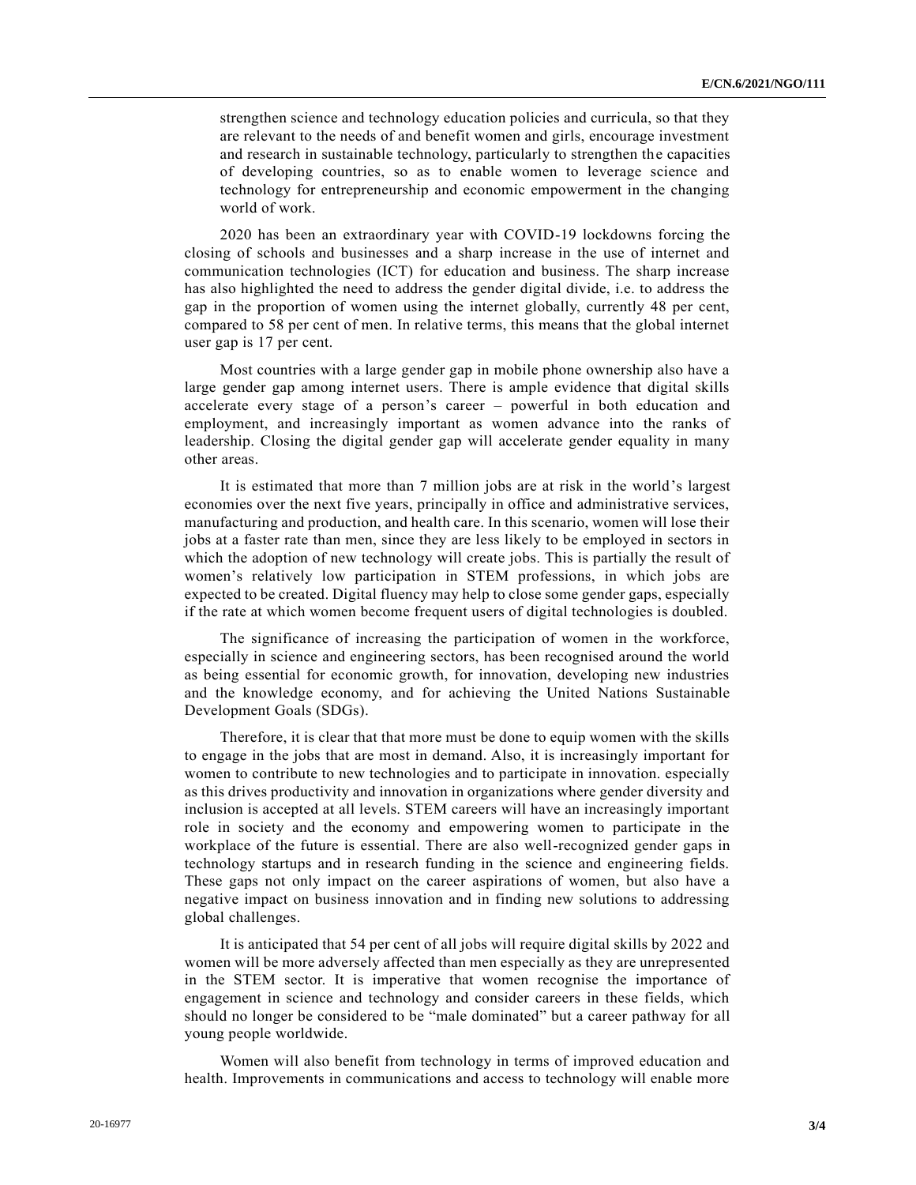strengthen science and technology education policies and curricula, so that they are relevant to the needs of and benefit women and girls, encourage investment and research in sustainable technology, particularly to strengthen the capacities of developing countries, so as to enable women to leverage science and technology for entrepreneurship and economic empowerment in the changing world of work.

2020 has been an extraordinary year with COVID-19 lockdowns forcing the closing of schools and businesses and a sharp increase in the use of internet and communication technologies (ICT) for education and business. The sharp increase has also highlighted the need to address the gender digital divide, i.e. to address the gap in the proportion of women using the internet globally, currently 48 per cent, compared to 58 per cent of men. In relative terms, this means that the global internet user gap is 17 per cent.

Most countries with a large gender gap in mobile phone ownership also have a large gender gap among internet users. There is ample evidence that digital skills accelerate every stage of a person's career – powerful in both education and employment, and increasingly important as women advance into the ranks of leadership. Closing the digital gender gap will accelerate gender equality in many other areas.

It is estimated that more than 7 million jobs are at risk in the world's largest economies over the next five years, principally in office and administrative services, manufacturing and production, and health care. In this scenario, women will lose their jobs at a faster rate than men, since they are less likely to be employed in sectors in which the adoption of new technology will create jobs. This is partially the result of women's relatively low participation in STEM professions, in which jobs are expected to be created. Digital fluency may help to close some gender gaps, especially if the rate at which women become frequent users of digital technologies is doubled.

The significance of increasing the participation of women in the workforce, especially in science and engineering sectors, has been recognised around the world as being essential for economic growth, for innovation, developing new industries and the knowledge economy, and for achieving the United Nations Sustainable Development Goals (SDGs).

Therefore, it is clear that that more must be done to equip women with the skills to engage in the jobs that are most in demand. Also, it is increasingly important for women to contribute to new technologies and to participate in innovation. especially as this drives productivity and innovation in organizations where gender diversity and inclusion is accepted at all levels. STEM careers will have an increasingly important role in society and the economy and empowering women to participate in the workplace of the future is essential. There are also well-recognized gender gaps in technology startups and in research funding in the science and engineering fields. These gaps not only impact on the career aspirations of women, but also have a negative impact on business innovation and in finding new solutions to addressing global challenges.

It is anticipated that 54 per cent of all jobs will require digital skills by 2022 and women will be more adversely affected than men especially as they are unrepresented in the STEM sector. It is imperative that women recognise the importance of engagement in science and technology and consider careers in these fields, which should no longer be considered to be "male dominated" but a career pathway for all young people worldwide.

Women will also benefit from technology in terms of improved education and health. Improvements in communications and access to technology will enable more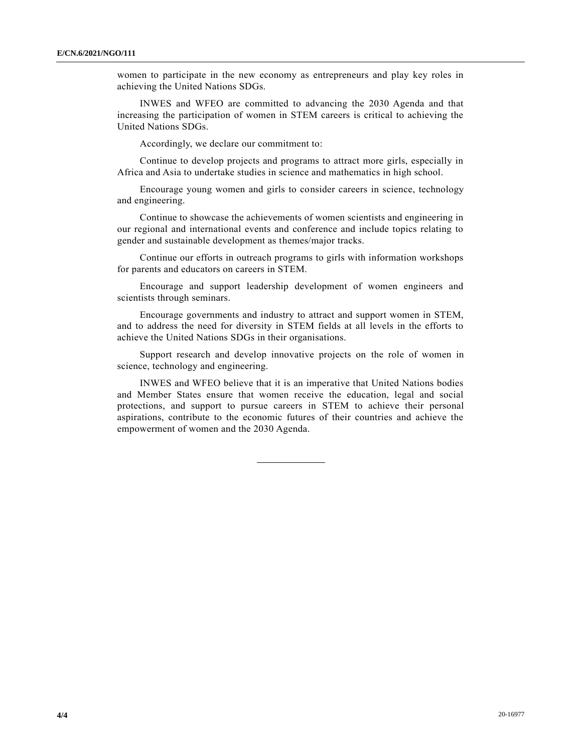women to participate in the new economy as entrepreneurs and play key roles in achieving the United Nations SDGs.

INWES and WFEO are committed to advancing the 2030 Agenda and that increasing the participation of women in STEM careers is critical to achieving the United Nations SDGs.

Accordingly, we declare our commitment to:

Continue to develop projects and programs to attract more girls, especially in Africa and Asia to undertake studies in science and mathematics in high school.

Encourage young women and girls to consider careers in science, technology and engineering.

Continue to showcase the achievements of women scientists and engineering in our regional and international events and conference and include topics relating to gender and sustainable development as themes/major tracks.

Continue our efforts in outreach programs to girls with information workshops for parents and educators on careers in STEM.

Encourage and support leadership development of women engineers and scientists through seminars.

Encourage governments and industry to attract and support women in STEM, and to address the need for diversity in STEM fields at all levels in the efforts to achieve the United Nations SDGs in their organisations.

Support research and develop innovative projects on the role of women in science, technology and engineering.

INWES and WFEO believe that it is an imperative that United Nations bodies and Member States ensure that women receive the education, legal and social protections, and support to pursue careers in STEM to achieve their personal aspirations, contribute to the economic futures of their countries and achieve the empowerment of women and the 2030 Agenda.